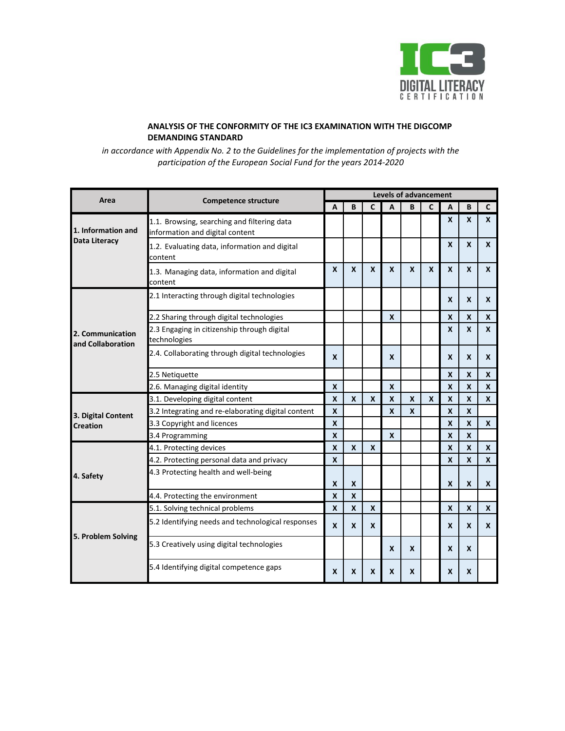**ANALYSIS OF THE CONFORMITY OF THE IC3 EXAMINATION WITH THE DIGCOMP DEMANDING STANDARD**

*in accordance with Appendix No. 2 to the Guidelines for the implementation of projects with the participation of the European Social Fund for the years 2014-2020*

| Area | Competence structure | Levels of advancement | | | | | | | | |
|---|---|---|---|---|---|---|---|---|---|---|
| | | A | B | C | A | B | C | A | B | C |
| **1. Information and Data Literacy** | 1.1. Browsing, searching and filtering data information and digital content | | | | | | | X | X | X |
| | 1.2. Evaluating data, information and digital content | | | | | | | X | X | X |
| | 1.3. Managing data, information and digital content | X | X | X | X | X | X | X | X | X |
| **2. Communication and Collaboration** | 2.1 Interacting through digital technologies | | | | | | | X | X | X |
| | 2.2 Sharing through digital technologies | | | | X | | | X | X | X |
| | 2.3 Engaging in citizenship through digital technologies | | | | | | | X | X | X |
| | 2.4. Collaborating through digital technologies | X | | | X | | | X | X | X |
| | 2.5 Netiquette | | | | | | | X | X | X |
| | 2.6. Managing digital identity | X | | | X | | | X | X | X |
| **3. Digital Content Creation** | 3.1. Developing digital content | X | X | X | X | X | X | X | X | X |
| | 3.2 Integrating and re-elaborating digital content | X | | | X | X | | X | X | |
| | 3.3 Copyright and licences | X | | | | | | X | X | X |
| | 3.4 Programming | X | | | X | | | X | X | |
| **4. Safety** | 4.1. Protecting devices | X | X | X | | | | X | X | X |
| | 4.2. Protecting personal data and privacy | X | | | | | | X | X | X |
| | 4.3 Protecting health and well-being | X | X | | | | | X | X | X |
| | 4.4. Protecting the environment | X | X | | | | | | | |
| **5. Problem Solving** | 5.1. Solving technical problems | X | X | X | | | | X | X | X |
| | 5.2 Identifying needs and technological responses | X | X | X | | | | X | X | X |
| | 5.3 Creatively using digital technologies | | | | X | X | | X | X | |
| | 5.4 Identifying digital competence gaps | X | X | X | X | X | | X | X | |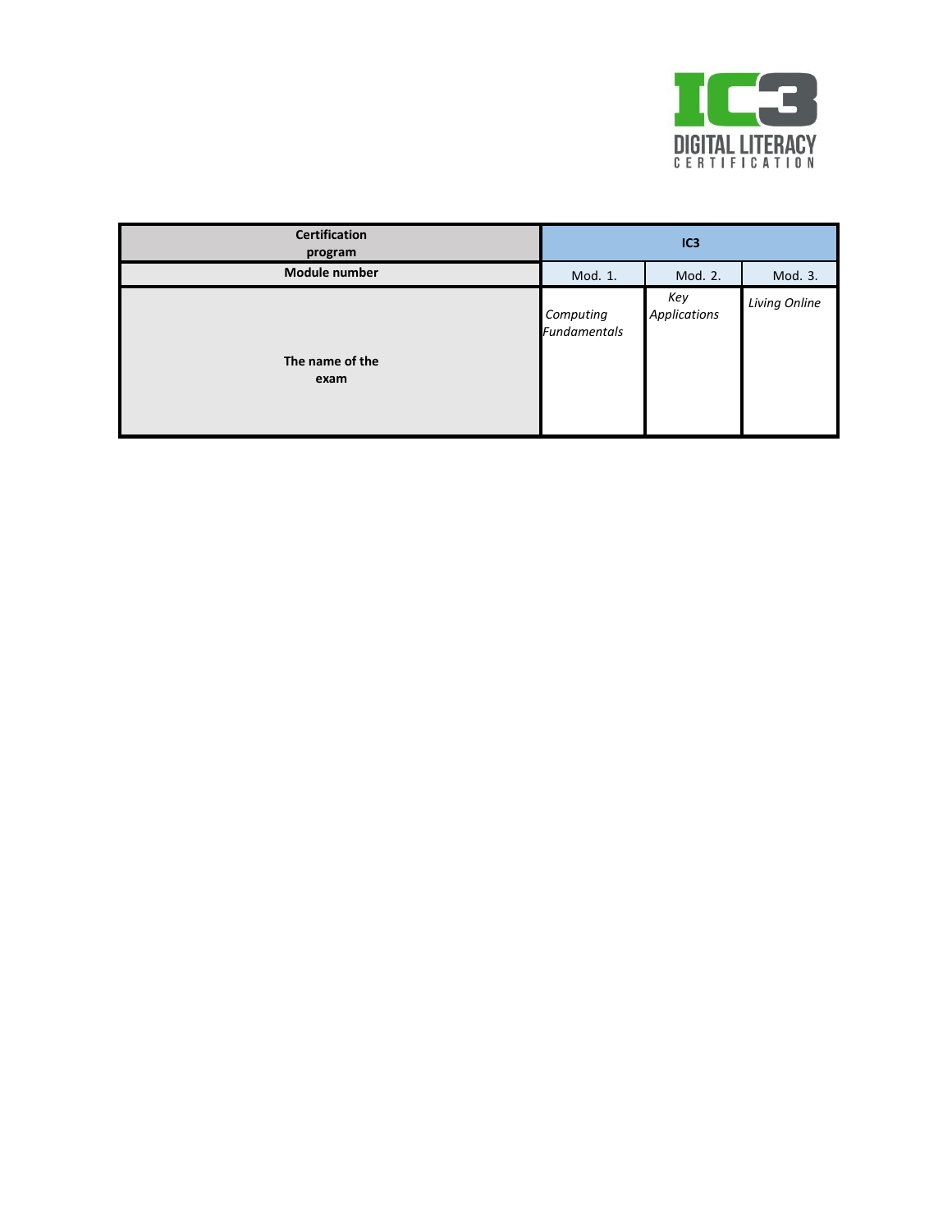| Certification program | IC3 | | |
|---|---|---|---|
| Module number | Mod. 1. | Mod. 2. | Mod. 3. |
| The name of the exam | *Computing Fundamentals* | *Key Applications* | *Living Online* |